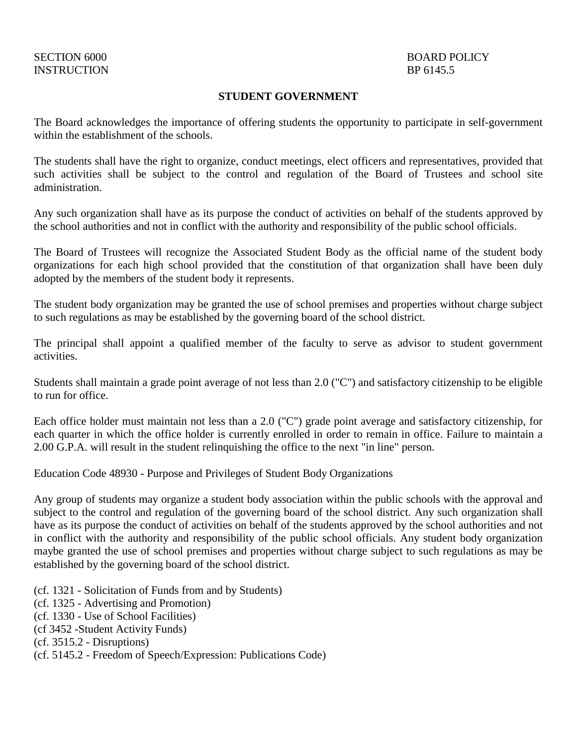SECTION 6000
INSTRUCTION

BOARD POLICY
BP 6145.5

# STUDENT GOVERNMENT

The Board acknowledges the importance of offering students the opportunity to participate in self-government within the establishment of the schools.

The students shall have the right to organize, conduct meetings, elect officers and representatives, provided that such activities shall be subject to the control and regulation of the Board of Trustees and school site administration.

Any such organization shall have as its purpose the conduct of activities on behalf of the students approved by the school authorities and not in conflict with the authority and responsibility of the public school officials.

The Board of Trustees will recognize the Associated Student Body as the official name of the student body organizations for each high school provided that the constitution of that organization shall have been duly adopted by the members of the student body it represents.

The student body organization may be granted the use of school premises and properties without charge subject to such regulations as may be established by the governing board of the school district.

The principal shall appoint a qualified member of the faculty to serve as advisor to student government activities.

Students shall maintain a grade point average of not less than 2.0 ("C") and satisfactory citizenship to be eligible to run for office.

Each office holder must maintain not less than a 2.0 ("C") grade point average and satisfactory citizenship, for each quarter in which the office holder is currently enrolled in order to remain in office. Failure to maintain a 2.00 G.P.A. will result in the student relinquishing the office to the next "in line" person.

Education Code 48930 - Purpose and Privileges of Student Body Organizations

Any group of students may organize a student body association within the public schools with the approval and subject to the control and regulation of the governing board of the school district. Any such organization shall have as its purpose the conduct of activities on behalf of the students approved by the school authorities and not in conflict with the authority and responsibility of the public school officials. Any student body organization maybe granted the use of school premises and properties without charge subject to such regulations as may be established by the governing board of the school district.

(cf. 1321 - Solicitation of Funds from and by Students)
(cf. 1325 - Advertising and Promotion)
(cf. 1330 - Use of School Facilities)
(cf 3452 -Student Activity Funds)
(cf. 3515.2 - Disruptions)
(cf. 5145.2 - Freedom of Speech/Expression: Publications Code)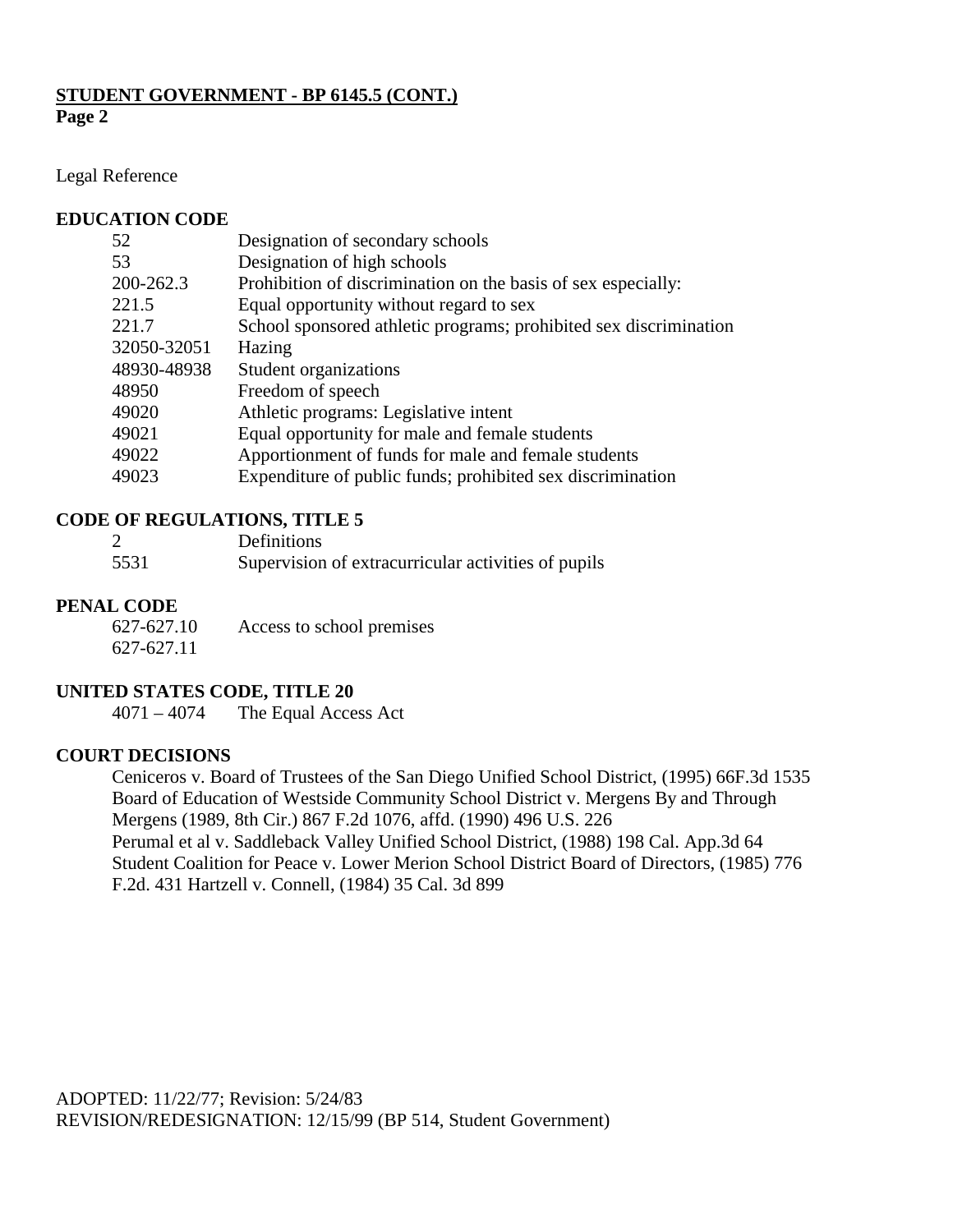**STUDENT GOVERNMENT - BP 6145.5 (CONT.)**
**Page 2**

Legal Reference

**EDUCATION CODE**

| | |
|---|---|
| 52 | Designation of secondary schools |
| 53 | Designation of high schools |
| 200-262.3 | Prohibition of discrimination on the basis of sex especially: |
| 221.5 | Equal opportunity without regard to sex |
| 221.7 | School sponsored athletic programs; prohibited sex discrimination |
| 32050-32051 | Hazing |
| 48930-48938 | Student organizations |
| 48950 | Freedom of speech |
| 49020 | Athletic programs: Legislative intent |
| 49021 | Equal opportunity for male and female students |
| 49022 | Apportionment of funds for male and female students |
| 49023 | Expenditure of public funds; prohibited sex discrimination |

**CODE OF REGULATIONS, TITLE 5**

| | |
|---|---|
| 2 | Definitions |
| 5531 | Supervision of extracurricular activities of pupils |

**PENAL CODE**

| | |
|---|---|
| 627-627.10 | Access to school premises |
| 627-627.11 | |

**UNITED STATES CODE, TITLE 20**

| | |
|---|---|
| 4071 – 4074 | The Equal Access Act |

**COURT DECISIONS**

Ceniceros v. Board of Trustees of the San Diego Unified School District, (1995) 66F.3d 1535
Board of Education of Westside Community School District v. Mergens By and Through Mergens (1989, 8th Cir.) 867 F.2d 1076, affd. (1990) 496 U.S. 226
Perumal et al v. Saddleback Valley Unified School District, (1988) 198 Cal. App.3d 64
Student Coalition for Peace v. Lower Merion School District Board of Directors, (1985) 776 F.2d. 431 Hartzell v. Connell, (1984) 35 Cal. 3d 899

ADOPTED: 11/22/77; Revision: 5/24/83
REVISION/REDESIGNATION: 12/15/99 (BP 514, Student Government)